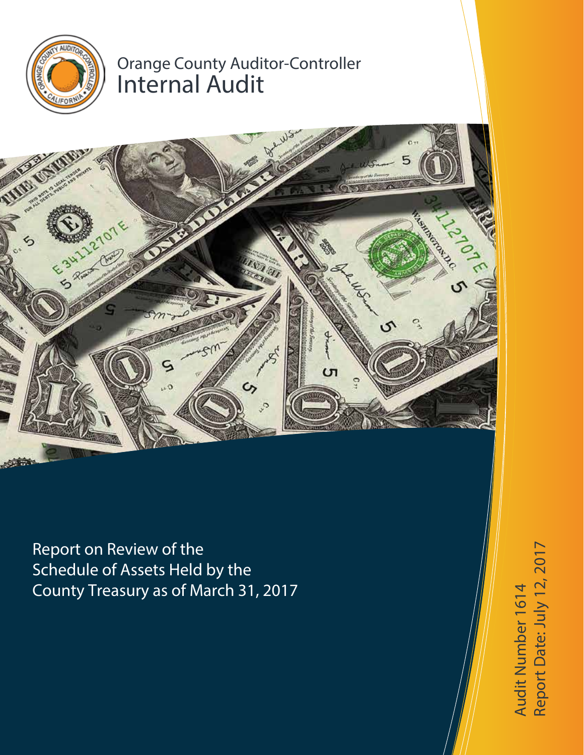Orange County Auditor-Controller

# Internal Audit

## Report on Review of the Schedule of Assets Held by the County Treasury as of March 31, 2017

Audit Number 1614

Report Date: July 12, 2017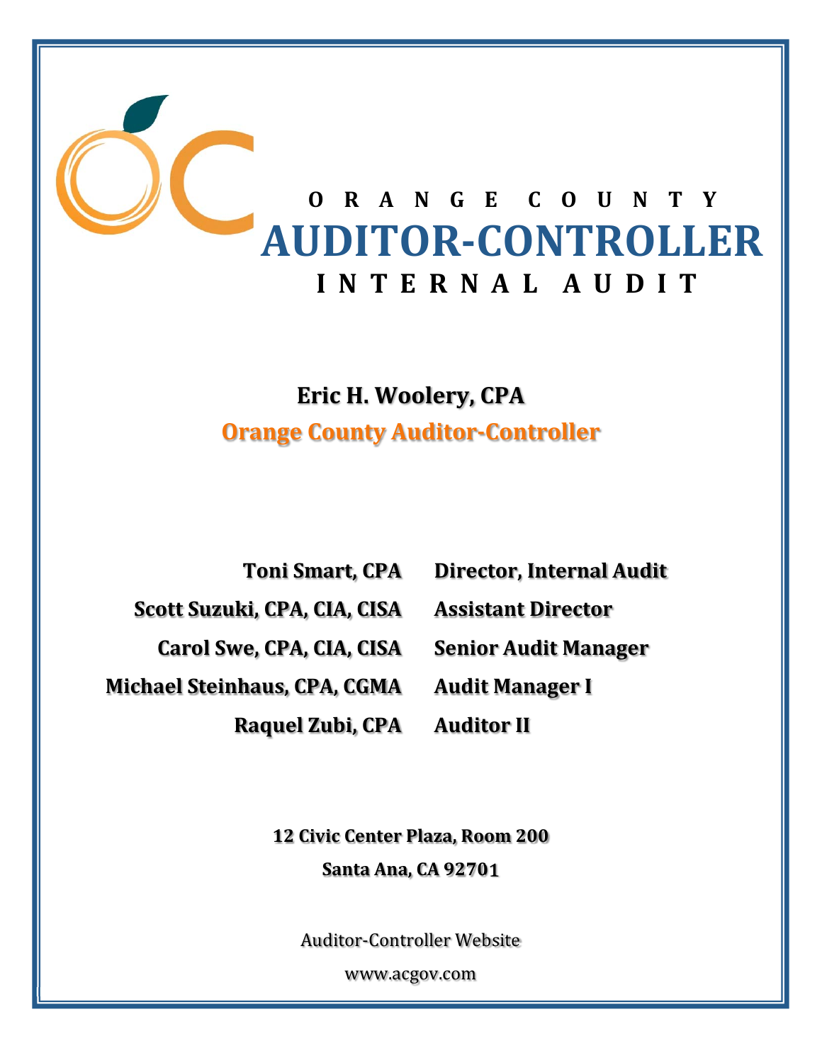# ORANGE COUNTY AUDITOR-CONTROLLER INTERNAL AUDIT

**Eric H. Woolery, CPA**

**Orange County Auditor-Controller**

| | |
|---|---|
| **Toni Smart, CPA** | **Director, Internal Audit** |
| **Scott Suzuki, CPA, CIA, CISA** | **Assistant Director** |
| **Carol Swe, CPA, CIA, CISA** | **Senior Audit Manager** |
| **Michael Steinhaus, CPA, CGMA** | **Audit Manager I** |
| **Raquel Zubi, CPA** | **Auditor II** |

**12 Civic Center Plaza, Room 200**

**Santa Ana, CA 92701**

Auditor-Controller Website

www.acgov.com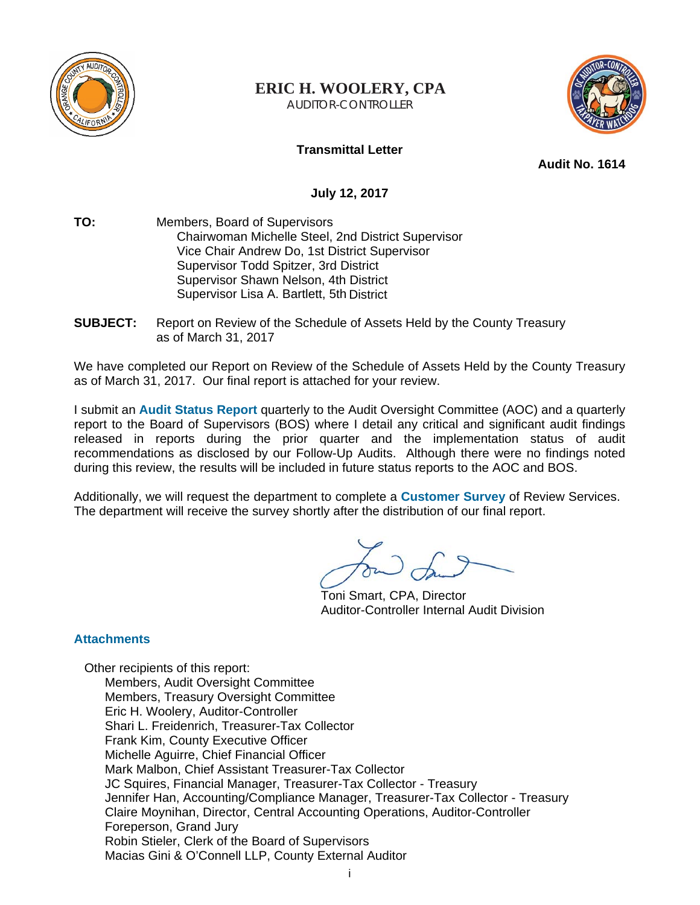**ERIC H. WOOLERY, CPA**
AUDITOR-CONTROLLER

**Transmittal Letter**

**Audit No. 1614**

**July 12, 2017**

**TO:** Members, Board of Supervisors
Chairwoman Michelle Steel, 2nd District Supervisor
Vice Chair Andrew Do, 1st District Supervisor
Supervisor Todd Spitzer, 3rd District
Supervisor Shawn Nelson, 4th District
Supervisor Lisa A. Bartlett, 5th District

**SUBJECT:** Report on Review of the Schedule of Assets Held by the County Treasury as of March 31, 2017

We have completed our Report on Review of the Schedule of Assets Held by the County Treasury as of March 31, 2017. Our final report is attached for your review.

I submit an **Audit Status Report** quarterly to the Audit Oversight Committee (AOC) and a quarterly report to the Board of Supervisors (BOS) where I detail any critical and significant audit findings released in reports during the prior quarter and the implementation status of audit recommendations as disclosed by our Follow-Up Audits. Although there were no findings noted during this review, the results will be included in future status reports to the AOC and BOS.

Additionally, we will request the department to complete a **Customer Survey** of Review Services. The department will receive the survey shortly after the distribution of our final report.

Toni Smart, CPA, Director
Auditor-Controller Internal Audit Division

**Attachments**

Other recipients of this report:
Members, Audit Oversight Committee
Members, Treasury Oversight Committee
Eric H. Woolery, Auditor-Controller
Shari L. Freidenrich, Treasurer-Tax Collector
Frank Kim, County Executive Officer
Michelle Aguirre, Chief Financial Officer
Mark Malbon, Chief Assistant Treasurer-Tax Collector
JC Squires, Financial Manager, Treasurer-Tax Collector - Treasury
Jennifer Han, Accounting/Compliance Manager, Treasurer-Tax Collector - Treasury
Claire Moynihan, Director, Central Accounting Operations, Auditor-Controller
Foreperson, Grand Jury
Robin Stieler, Clerk of the Board of Supervisors
Macias Gini & O'Connell LLP, County External Auditor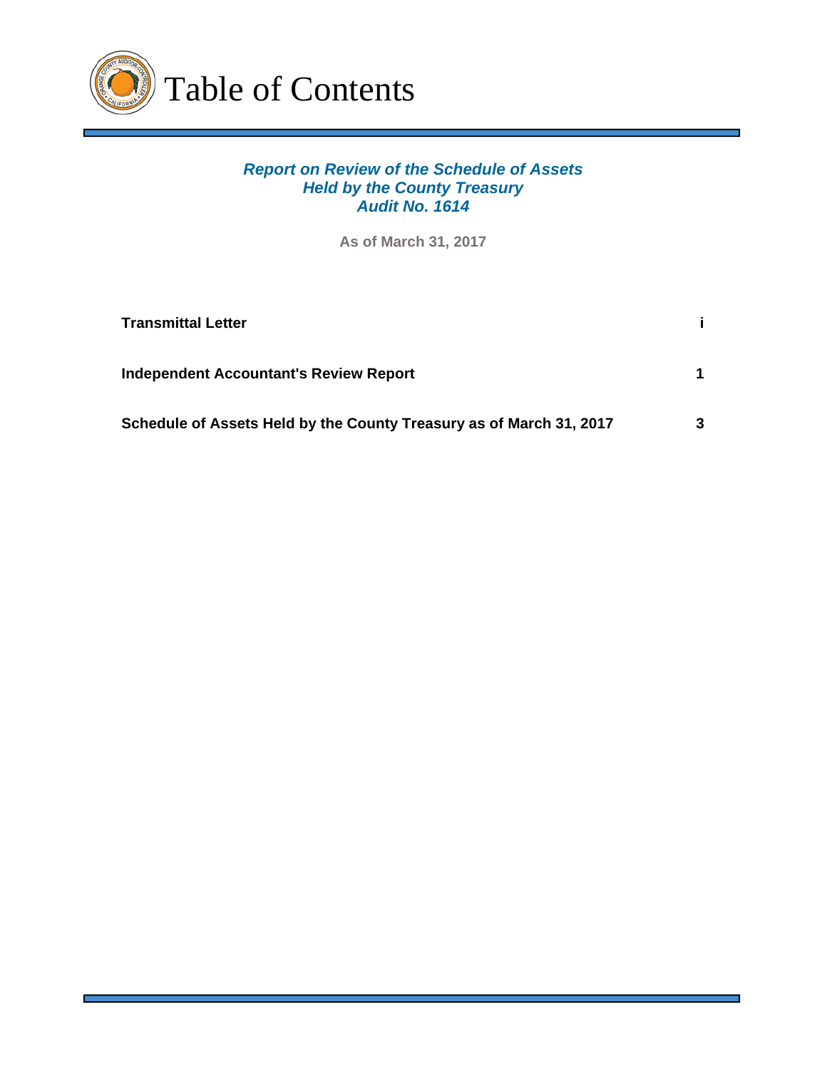# Table of Contents

***Report on Review of the Schedule of Assets Held by the County Treasury Audit No. 1614***

**As of March 31, 2017**

| | |
|---|---|
| **Transmittal Letter** | **i** |
| **Independent Accountant's Review Report** | **1** |
| **Schedule of Assets Held by the County Treasury as of March 31, 2017** | **3** |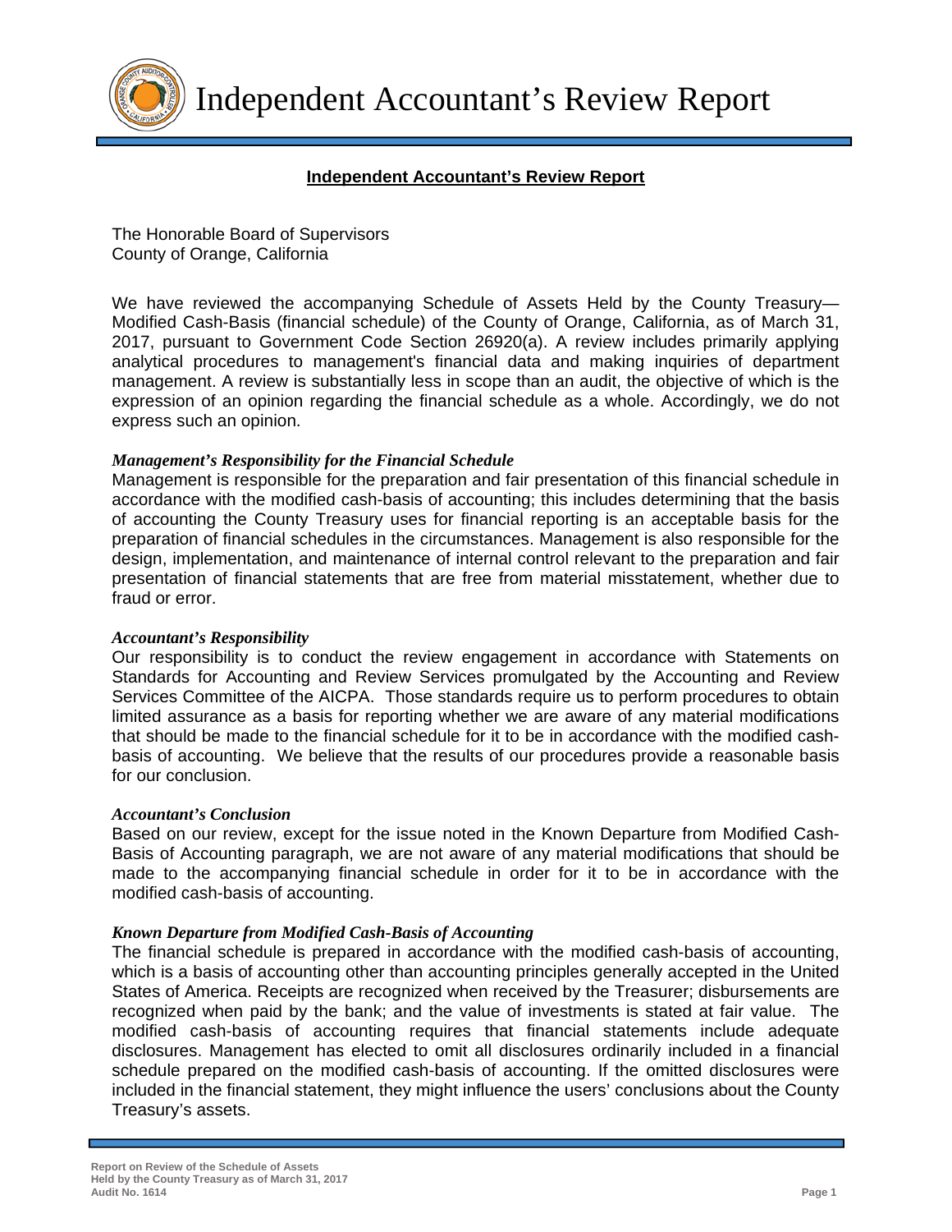# Independent Accountant's Review Report

## Independent Accountant's Review Report

The Honorable Board of Supervisors
County of Orange, California

We have reviewed the accompanying Schedule of Assets Held by the County Treasury—Modified Cash-Basis (financial schedule) of the County of Orange, California, as of March 31, 2017, pursuant to Government Code Section 26920(a). A review includes primarily applying analytical procedures to management's financial data and making inquiries of department management. A review is substantially less in scope than an audit, the objective of which is the expression of an opinion regarding the financial schedule as a whole. Accordingly, we do not express such an opinion.

***Management's Responsibility for the Financial Schedule***

Management is responsible for the preparation and fair presentation of this financial schedule in accordance with the modified cash-basis of accounting; this includes determining that the basis of accounting the County Treasury uses for financial reporting is an acceptable basis for the preparation of financial schedules in the circumstances. Management is also responsible for the design, implementation, and maintenance of internal control relevant to the preparation and fair presentation of financial statements that are free from material misstatement, whether due to fraud or error.

***Accountant's Responsibility***

Our responsibility is to conduct the review engagement in accordance with Statements on Standards for Accounting and Review Services promulgated by the Accounting and Review Services Committee of the AICPA. Those standards require us to perform procedures to obtain limited assurance as a basis for reporting whether we are aware of any material modifications that should be made to the financial schedule for it to be in accordance with the modified cash-basis of accounting. We believe that the results of our procedures provide a reasonable basis for our conclusion.

***Accountant's Conclusion***

Based on our review, except for the issue noted in the Known Departure from Modified Cash-Basis of Accounting paragraph, we are not aware of any material modifications that should be made to the accompanying financial schedule in order for it to be in accordance with the modified cash-basis of accounting.

***Known Departure from Modified Cash-Basis of Accounting***

The financial schedule is prepared in accordance with the modified cash-basis of accounting, which is a basis of accounting other than accounting principles generally accepted in the United States of America. Receipts are recognized when received by the Treasurer; disbursements are recognized when paid by the bank; and the value of investments is stated at fair value. The modified cash-basis of accounting requires that financial statements include adequate disclosures. Management has elected to omit all disclosures ordinarily included in a financial schedule prepared on the modified cash-basis of accounting. If the omitted disclosures were included in the financial statement, they might influence the users' conclusions about the County Treasury's assets.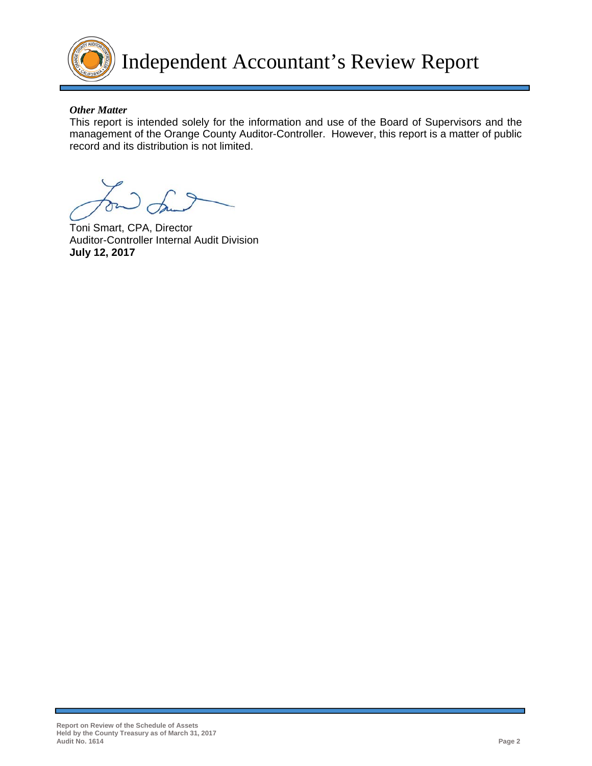# Independent Accountant's Review Report

***Other Matter***

This report is intended solely for the information and use of the Board of Supervisors and the management of the Orange County Auditor-Controller. However, this report is a matter of public record and its distribution is not limited.

Toni Smart, CPA, Director
Auditor-Controller Internal Audit Division
**July 12, 2017**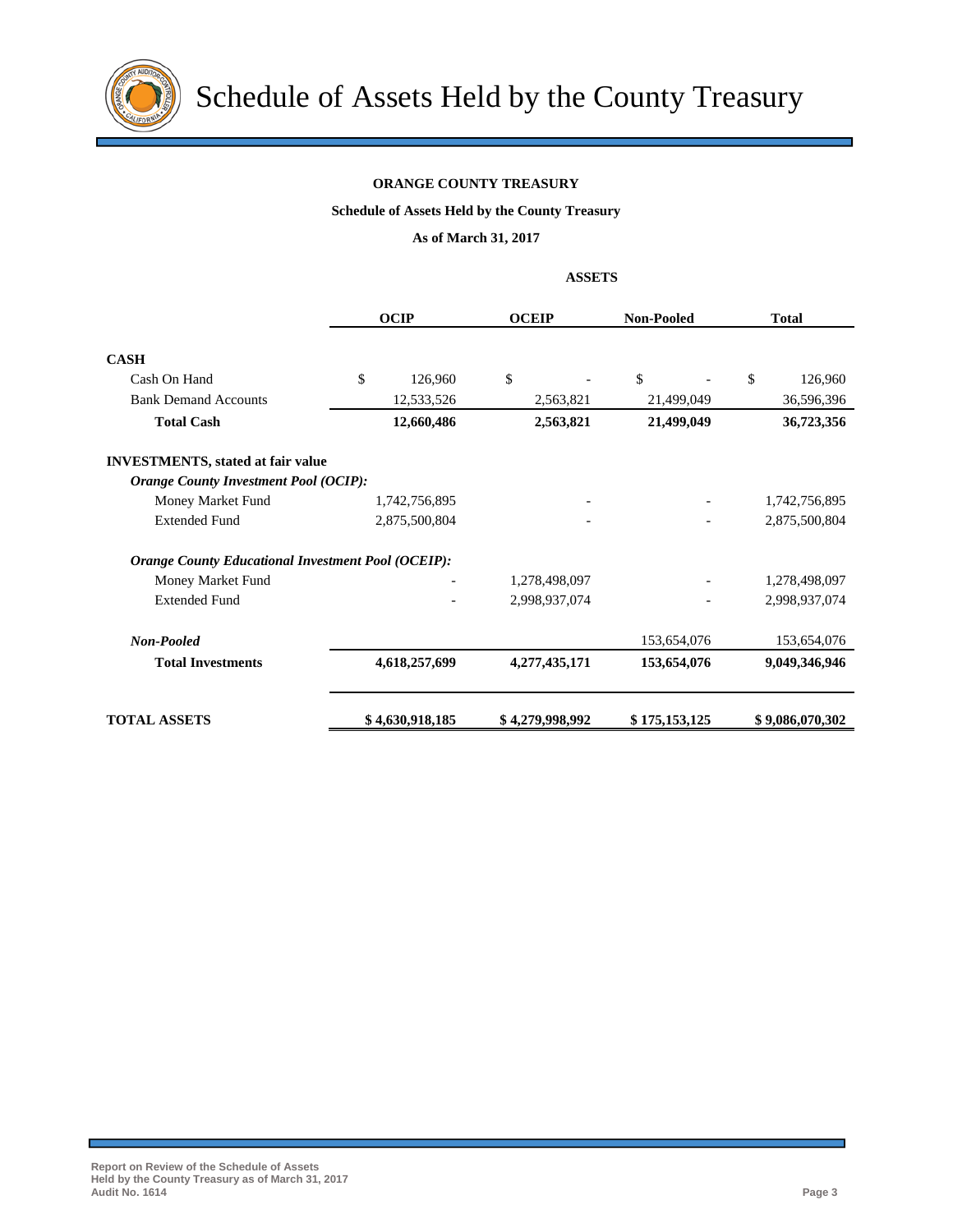# Schedule of Assets Held by the County Treasury

**ORANGE COUNTY TREASURY**

**Schedule of Assets Held by the County Treasury**

**As of March 31, 2017**

| | ASSETS | | | |
|---|---|---|---|---|
| | **OCIP** | **OCEIP** | **Non-Pooled** | **Total** |
| **CASH** | | | | |
| Cash On Hand | $ 126,960 | $ - | $ - | $ 126,960 |
| Bank Demand Accounts | 12,533,526 | 2,563,821 | 21,499,049 | 36,596,396 |
| **Total Cash** | **12,660,486** | **2,563,821** | **21,499,049** | **36,723,356** |
| **INVESTMENTS, stated at fair value** | | | | |
| ***Orange County Investment Pool (OCIP):*** | | | | |
| Money Market Fund | 1,742,756,895 | - | - | 1,742,756,895 |
| Extended Fund | 2,875,500,804 | - | - | 2,875,500,804 |
| ***Orange County Educational Investment Pool (OCEIP):*** | | | | |
| Money Market Fund | - | 1,278,498,097 | - | 1,278,498,097 |
| Extended Fund | - | 2,998,937,074 | - | 2,998,937,074 |
| ***Non-Pooled*** | | | 153,654,076 | 153,654,076 |
| **Total Investments** | **4,618,257,699** | **4,277,435,171** | **153,654,076** | **9,049,346,946** |
| **TOTAL ASSETS** | **$ 4,630,918,185** | **$ 4,279,998,992** | **$ 175,153,125** | **$ 9,086,070,302** |